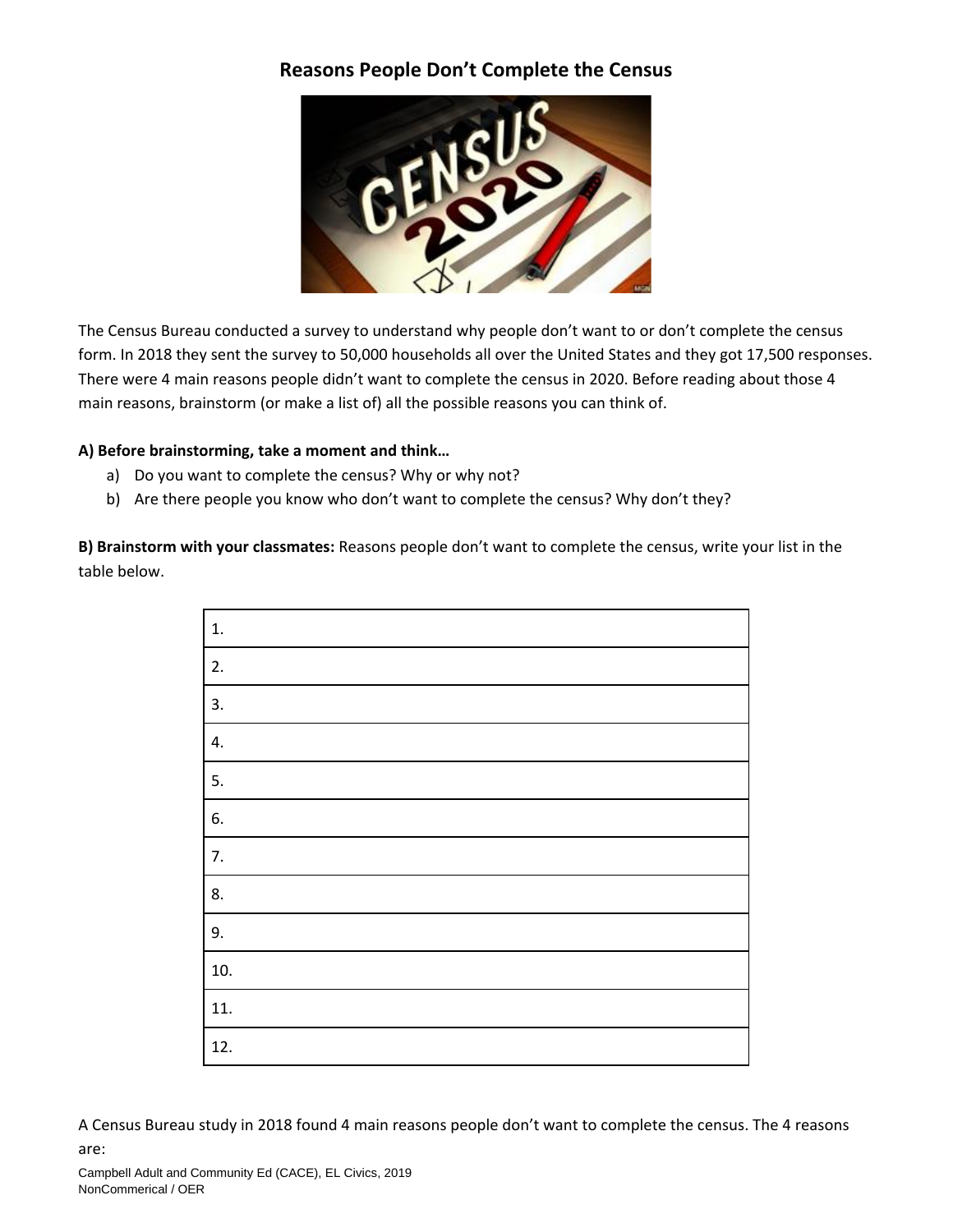# Reasons People Don't Complete the Census

The Census Bureau conducted a survey to understand why people don't want to or don't complete the census form. In 2018 they sent the survey to 50,000 households all over the United States and they got 17,500 responses. There were 4 main reasons people didn't want to complete the census in 2020. Before reading about those 4 main reasons, brainstorm (or make a list of) all the possible reasons you can think of.

**A) Before brainstorming, take a moment and think…**

a) Do you want to complete the census? Why or why not?

b) Are there people you know who don't want to complete the census? Why don't they?

**B) Brainstorm with your classmates:** Reasons people don't want to complete the census, write your list in the table below.

| |
|---|
| 1. |
| 2. |
| 3. |
| 4. |
| 5. |
| 6. |
| 7. |
| 8. |
| 9. |
| 10. |
| 11. |
| 12. |

A Census Bureau study in 2018 found 4 main reasons people don't want to complete the census. The 4 reasons are:

Campbell Adult and Community Ed (CACE), EL Civics, 2019
NonCommerical / OER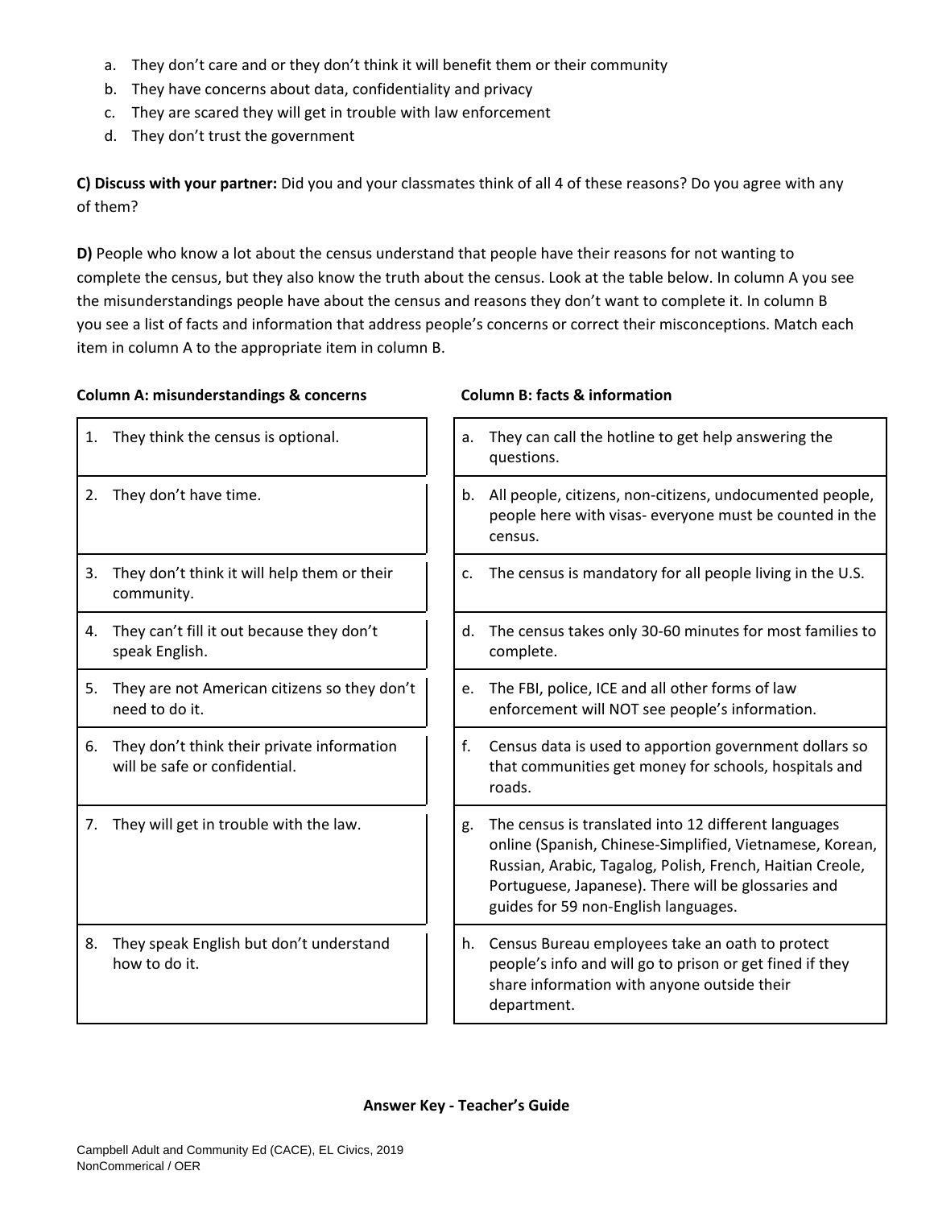a. They don't care and or they don't think it will benefit them or their community
b. They have concerns about data, confidentiality and privacy
c. They are scared they will get in trouble with law enforcement
d. They don't trust the government

**C) Discuss with your partner:** Did you and your classmates think of all 4 of these reasons? Do you agree with any of them?

**D)** People who know a lot about the census understand that people have their reasons for not wanting to complete the census, but they also know the truth about the census. Look at the table below. In column A you see the misunderstandings people have about the census and reasons they don't want to complete it. In column B you see a list of facts and information that address people's concerns or correct their misconceptions. Match each item in column A to the appropriate item in column B.

| Column A: misunderstandings & concerns | Column B: facts & information |
|---|---|
| 1. They think the census is optional. | a. They can call the hotline to get help answering the questions. |
| 2. They don't have time. | b. All people, citizens, non-citizens, undocumented people, people here with visas- everyone must be counted in the census. |
| 3. They don't think it will help them or their community. | c. The census is mandatory for all people living in the U.S. |
| 4. They can't fill it out because they don't speak English. | d. The census takes only 30-60 minutes for most families to complete. |
| 5. They are not American citizens so they don't need to do it. | e. The FBI, police, ICE and all other forms of law enforcement will NOT see people's information. |
| 6. They don't think their private information will be safe or confidential. | f. Census data is used to apportion government dollars so that communities get money for schools, hospitals and roads. |
| 7. They will get in trouble with the law. | g. The census is translated into 12 different languages online (Spanish, Chinese-Simplified, Vietnamese, Korean, Russian, Arabic, Tagalog, Polish, French, Haitian Creole, Portuguese, Japanese). There will be glossaries and guides for 59 non-English languages. |
| 8. They speak English but don't understand how to do it. | h. Census Bureau employees take an oath to protect people's info and will go to prison or get fined if they share information with anyone outside their department. |

**Answer Key - Teacher's Guide**

Campbell Adult and Community Ed (CACE), EL Civics, 2019
NonCommerical / OER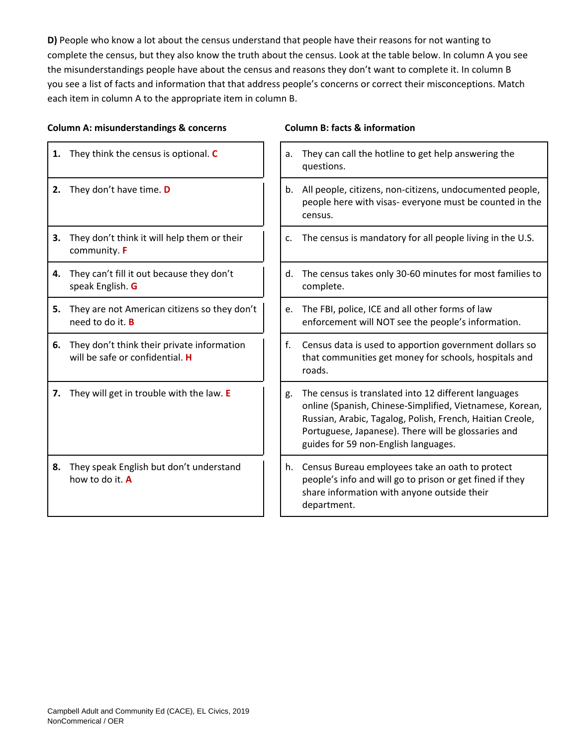**D)** People who know a lot about the census understand that people have their reasons for not wanting to complete the census, but they also know the truth about the census. Look at the table below. In column A you see the misunderstandings people have about the census and reasons they don't want to complete it. In column B you see a list of facts and information that that address people's concerns or correct their misconceptions. Match each item in column A to the appropriate item in column B.

| Column A: misunderstandings & concerns | Column B: facts & information |
|---|---|
| **1.** They think the census is optional. **C** | a. They can call the hotline to get help answering the questions. |
| **2.** They don't have time. **D** | b. All people, citizens, non-citizens, undocumented people, people here with visas- everyone must be counted in the census. |
| **3.** They don't think it will help them or their community. **F** | c. The census is mandatory for all people living in the U.S. |
| **4.** They can't fill it out because they don't speak English. **G** | d. The census takes only 30-60 minutes for most families to complete. |
| **5.** They are not American citizens so they don't need to do it. **B** | e. The FBI, police, ICE and all other forms of law enforcement will NOT see the people's information. |
| **6.** They don't think their private information will be safe or confidential. **H** | f. Census data is used to apportion government dollars so that communities get money for schools, hospitals and roads. |
| **7.** They will get in trouble with the law. **E** | g. The census is translated into 12 different languages online (Spanish, Chinese-Simplified, Vietnamese, Korean, Russian, Arabic, Tagalog, Polish, French, Haitian Creole, Portuguese, Japanese). There will be glossaries and guides for 59 non-English languages. |
| **8.** They speak English but don't understand how to do it. **A** | h. Census Bureau employees take an oath to protect people's info and will go to prison or get fined if they share information with anyone outside their department. |

Campbell Adult and Community Ed (CACE), EL Civics, 2019
NonCommerical / OER